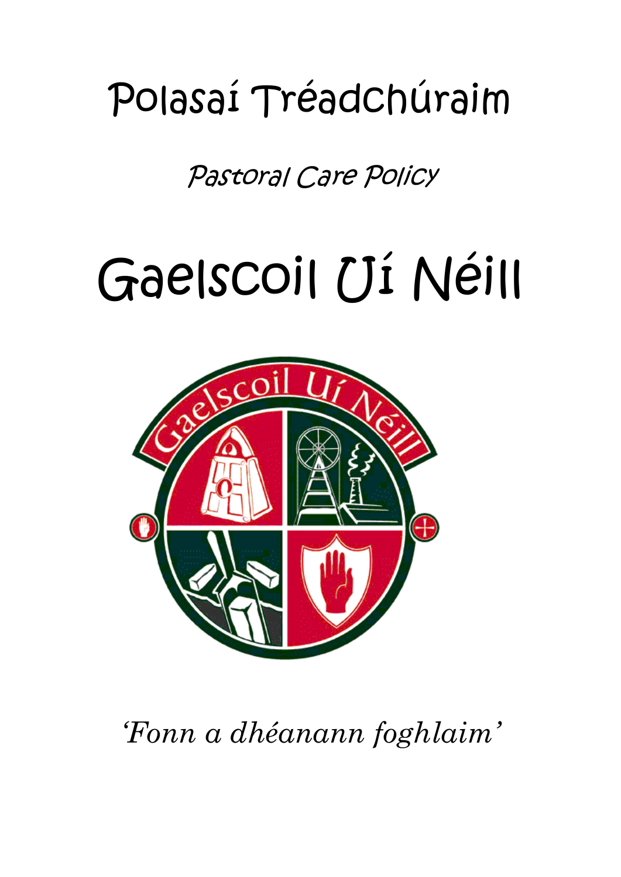# Polasaí Tréadchúraim

## *Pastoral Care Policy*

# Gaelscoil Uí Néill

*'Fonn a dhéanann foghlaim'*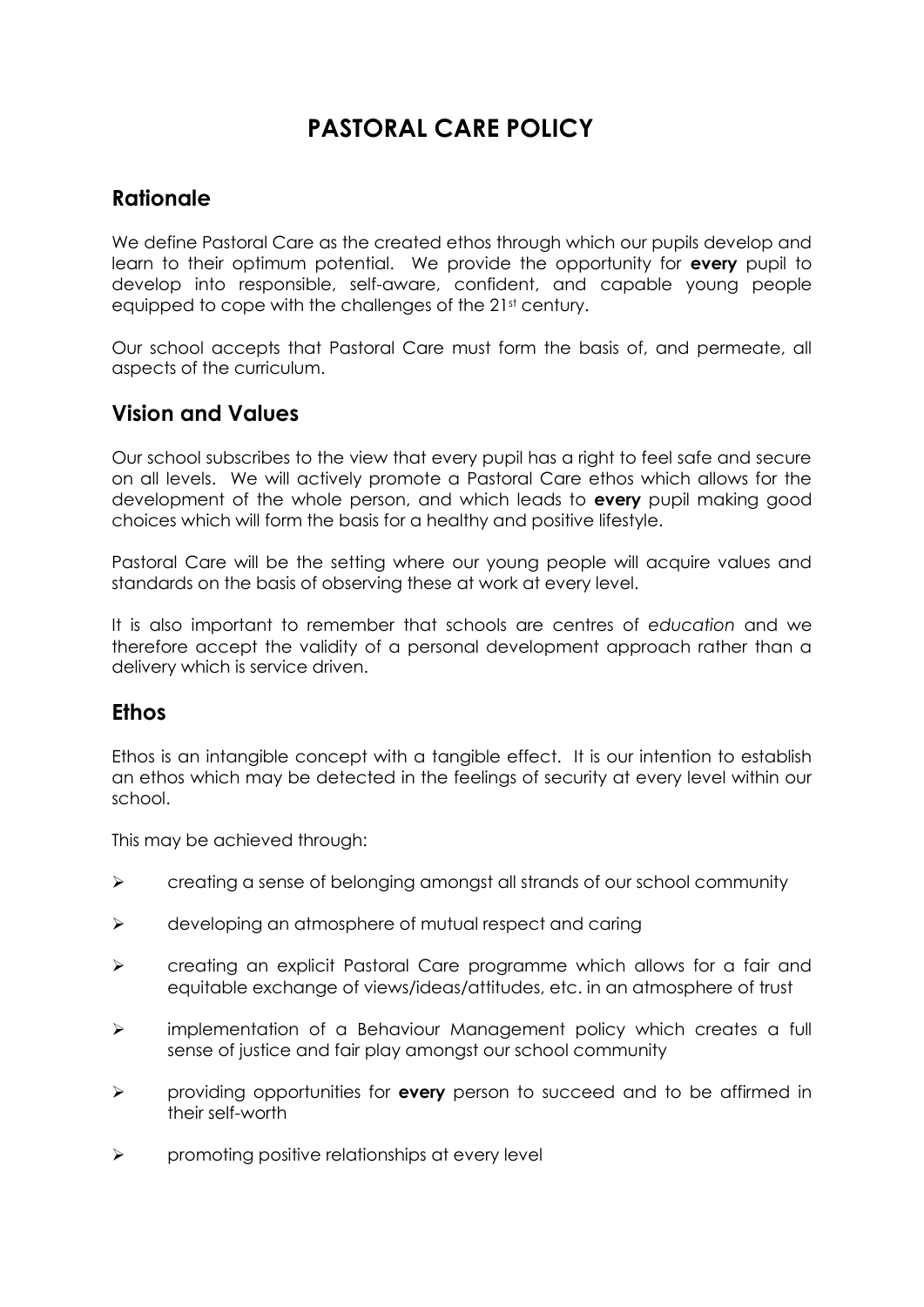# PASTORAL CARE POLICY

## Rationale

We define Pastoral Care as the created ethos through which our pupils develop and learn to their optimum potential. We provide the opportunity for **every** pupil to develop into responsible, self-aware, confident, and capable young people equipped to cope with the challenges of the 21st century.

Our school accepts that Pastoral Care must form the basis of, and permeate, all aspects of the curriculum.

## Vision and Values

Our school subscribes to the view that every pupil has a right to feel safe and secure on all levels. We will actively promote a Pastoral Care ethos which allows for the development of the whole person, and which leads to **every** pupil making good choices which will form the basis for a healthy and positive lifestyle.

Pastoral Care will be the setting where our young people will acquire values and standards on the basis of observing these at work at every level.

It is also important to remember that schools are centres of *education* and we therefore accept the validity of a personal development approach rather than a delivery which is service driven.

## Ethos

Ethos is an intangible concept with a tangible effect. It is our intention to establish an ethos which may be detected in the feelings of security at every level within our school.

This may be achieved through:

- creating a sense of belonging amongst all strands of our school community
- developing an atmosphere of mutual respect and caring
- creating an explicit Pastoral Care programme which allows for a fair and equitable exchange of views/ideas/attitudes, etc. in an atmosphere of trust
- implementation of a Behaviour Management policy which creates a full sense of justice and fair play amongst our school community
- providing opportunities for **every** person to succeed and to be affirmed in their self-worth
- promoting positive relationships at every level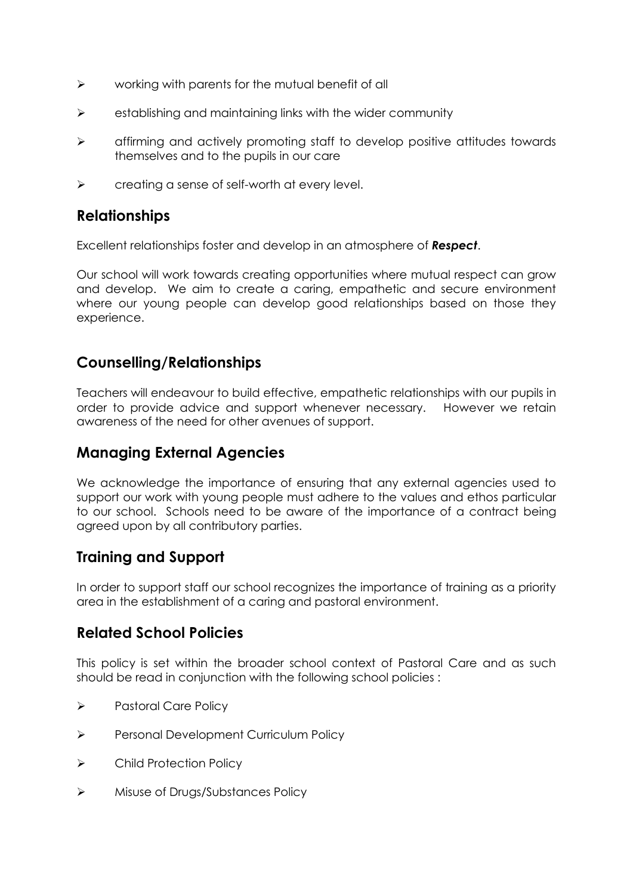- working with parents for the mutual benefit of all
- establishing and maintaining links with the wider community
- affirming and actively promoting staff to develop positive attitudes towards themselves and to the pupils in our care
- creating a sense of self-worth at every level.

## Relationships

Excellent relationships foster and develop in an atmosphere of ***Respect***.

Our school will work towards creating opportunities where mutual respect can grow and develop. We aim to create a caring, empathetic and secure environment where our young people can develop good relationships based on those they experience.

## Counselling/Relationships

Teachers will endeavour to build effective, empathetic relationships with our pupils in order to provide advice and support whenever necessary. However we retain awareness of the need for other avenues of support.

## Managing External Agencies

We acknowledge the importance of ensuring that any external agencies used to support our work with young people must adhere to the values and ethos particular to our school. Schools need to be aware of the importance of a contract being agreed upon by all contributory parties.

## Training and Support

In order to support staff our school recognizes the importance of training as a priority area in the establishment of a caring and pastoral environment.

## Related School Policies

This policy is set within the broader school context of Pastoral Care and as such should be read in conjunction with the following school policies :

- Pastoral Care Policy
- Personal Development Curriculum Policy
- Child Protection Policy
- Misuse of Drugs/Substances Policy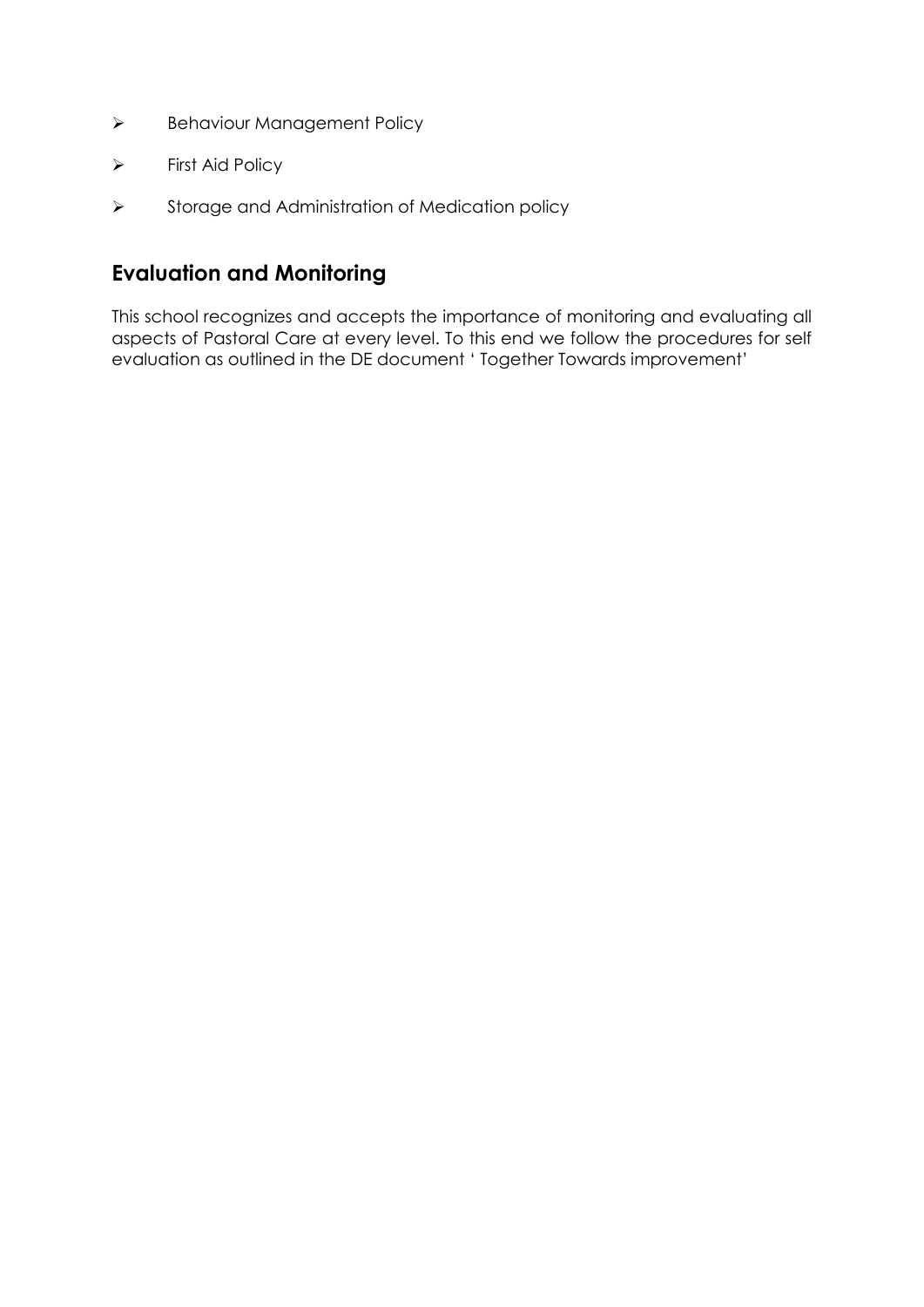- Behaviour Management Policy
- First Aid Policy
- Storage and Administration of Medication policy

## Evaluation and Monitoring

This school recognizes and accepts the importance of monitoring and evaluating all aspects of Pastoral Care at every level. To this end we follow the procedures for self evaluation as outlined in the DE document ' Together Towards improvement'